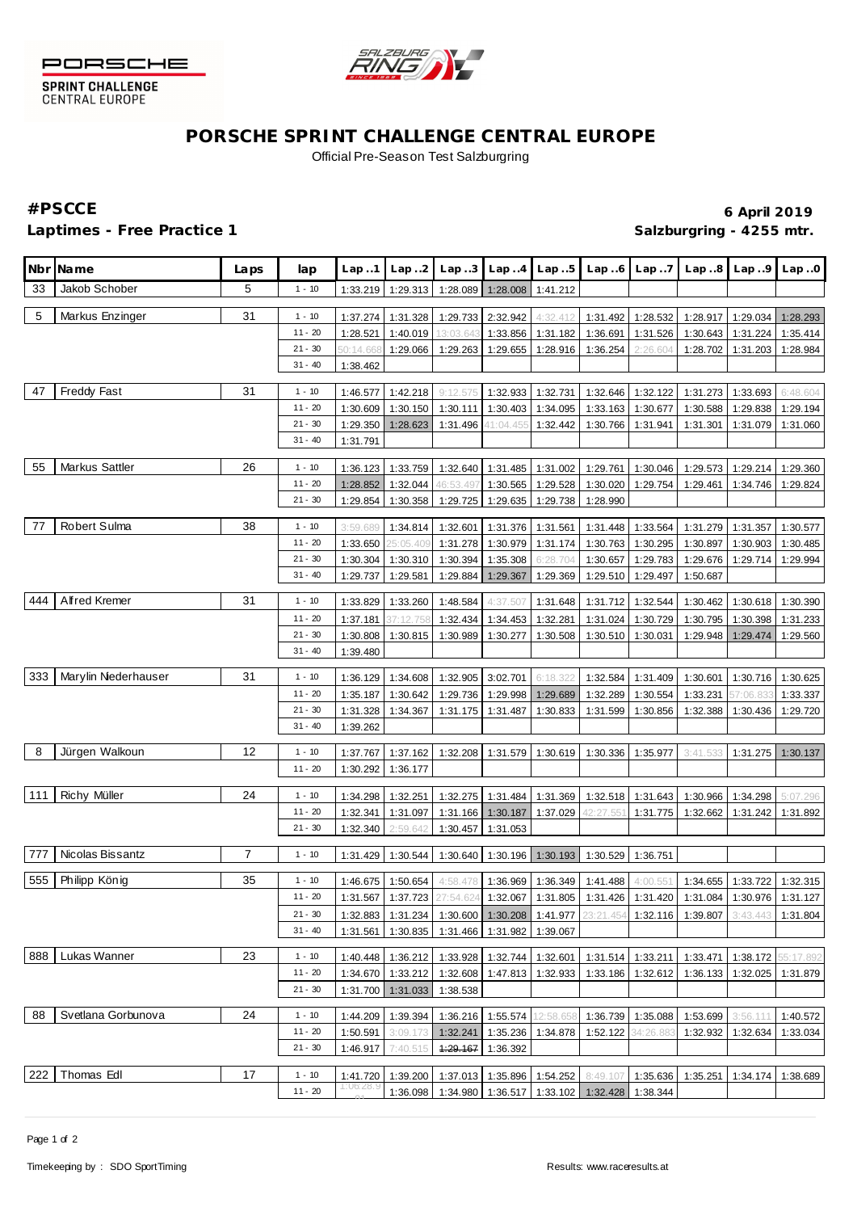PORSCHE SPRINT CHALLENGE CENTRAL EUROPE

# PORSCHE SPRINT CHALLENGE CENTRAL EUROPE

Official Pre-Season Test Salzburgring

**#PSCCE** **6 April 2019**

**Laptimes - Free Practice 1** **Salzburgring - 4255 mtr.**

| Nbr | Name | Laps | lap | Lap..1 | Lap..2 | Lap..3 | Lap..4 | Lap..5 | Lap..6 | Lap..7 | Lap..8 | Lap..9 | Lap..0 |
|---|---|---|---|---|---|---|---|---|---|---|---|---|---|
| 33 | Jakob Schober | 5 | 1 - 10 | 1:33.219 | 1:29.313 | 1:28.089 | 1:28.008 | 1:41.212 | | | | | |
| 5 | Markus Enzinger | 31 | 1 - 10 | 1:37.274 | 1:31.328 | 1:29.733 | 2:32.942 | 4:32.412 | 1:31.492 | 1:28.532 | 1:28.917 | 1:29.034 | 1:28.293 |
| | | | 11 - 20 | 1:28.521 | 1:40.019 | 13:03.643 | 1:33.856 | 1:31.182 | 1:36.691 | 1:31.526 | 1:30.643 | 1:31.224 | 1:35.414 |
| | | | 21 - 30 | 50:14.668 | 1:29.066 | 1:29.263 | 1:29.655 | 1:28.916 | 1:36.254 | 2:26.604 | 1:28.702 | 1:31.203 | 1:28.984 |
| | | | 31 - 40 | 1:38.462 | | | | | | | | | |
| 47 | Freddy Fast | 31 | 1 - 10 | 1:46.577 | 1:42.218 | 9:12.575 | 1:32.933 | 1:32.731 | 1:32.646 | 1:32.122 | 1:31.273 | 1:33.693 | 6:48.604 |
| | | | 11 - 20 | 1:30.609 | 1:30.150 | 1:30.111 | 1:30.403 | 1:34.095 | 1:33.163 | 1:30.677 | 1:30.588 | 1:29.838 | 1:29.194 |
| | | | 21 - 30 | 1:29.350 | 1:28.623 | 1:31.496 | 41:04.455 | 1:32.442 | 1:30.766 | 1:31.941 | 1:31.301 | 1:31.079 | 1:31.060 |
| | | | 31 - 40 | 1:31.791 | | | | | | | | | |
| 55 | Markus Sattler | 26 | 1 - 10 | 1:36.123 | 1:33.759 | 1:32.640 | 1:31.485 | 1:31.002 | 1:29.761 | 1:30.046 | 1:29.573 | 1:29.214 | 1:29.360 |
| | | | 11 - 20 | 1:28.852 | 1:32.044 | 46:53.497 | 1:30.565 | 1:29.528 | 1:30.020 | 1:29.754 | 1:29.461 | 1:34.746 | 1:29.824 |
| | | | 21 - 30 | 1:29.854 | 1:30.358 | 1:29.725 | 1:29.635 | 1:29.738 | 1:28.990 | | | | |
| 77 | Robert Sulma | 38 | 1 - 10 | 3:59.689 | 1:34.814 | 1:32.601 | 1:31.376 | 1:31.561 | 1:31.448 | 1:33.564 | 1:31.279 | 1:31.357 | 1:30.577 |
| | | | 11 - 20 | 1:33.650 | 25:05.409 | 1:31.278 | 1:30.979 | 1:31.174 | 1:30.763 | 1:30.295 | 1:30.897 | 1:30.903 | 1:30.485 |
| | | | 21 - 30 | 1:30.304 | 1:30.310 | 1:30.394 | 1:35.308 | 6:28.704 | 1:30.657 | 1:29.783 | 1:29.676 | 1:29.714 | 1:29.994 |
| | | | 31 - 40 | 1:29.737 | 1:29.581 | 1:29.884 | 1:29.367 | 1:29.369 | 1:29.510 | 1:29.497 | 1:50.687 | | |
| 444 | Alfred Kremer | 31 | 1 - 10 | 1:33.829 | 1:33.260 | 1:48.584 | 4:37.507 | 1:31.648 | 1:31.712 | 1:32.544 | 1:30.462 | 1:30.618 | 1:30.390 |
| | | | 11 - 20 | 1:37.181 | 37:12.758 | 1:32.434 | 1:34.453 | 1:32.281 | 1:31.024 | 1:30.729 | 1:30.795 | 1:30.398 | 1:31.233 |
| | | | 21 - 30 | 1:30.808 | 1:30.815 | 1:30.989 | 1:30.277 | 1:30.508 | 1:30.510 | 1:30.031 | 1:29.948 | 1:29.474 | 1:29.560 |
| | | | 31 - 40 | 1:39.480 | | | | | | | | | |
| 333 | Marylin Niederhauser | 31 | 1 - 10 | 1:36.129 | 1:34.608 | 1:32.905 | 3:02.701 | 6:18.322 | 1:32.584 | 1:31.409 | 1:30.601 | 1:30.716 | 1:30.625 |
| | | | 11 - 20 | 1:35.187 | 1:30.642 | 1:29.736 | 1:29.998 | 1:29.689 | 1:32.289 | 1:30.554 | 1:33.231 | 57:06.833 | 1:33.337 |
| | | | 21 - 30 | 1:31.328 | 1:34.367 | 1:31.175 | 1:31.487 | 1:30.833 | 1:31.599 | 1:30.856 | 1:32.388 | 1:30.436 | 1:29.720 |
| | | | 31 - 40 | 1:39.262 | | | | | | | | | |
| 8 | Jürgen Walkoun | 12 | 1 - 10 | 1:37.767 | 1:37.162 | 1:32.208 | 1:31.579 | 1:30.619 | 1:30.336 | 1:35.977 | 3:41.533 | 1:31.275 | 1:30.137 |
| | | | 11 - 20 | 1:30.292 | 1:36.177 | | | | | | | | |
| 111 | Richy Müller | 24 | 1 - 10 | 1:34.298 | 1:32.251 | 1:32.275 | 1:31.484 | 1:31.369 | 1:32.518 | 1:31.643 | 1:30.966 | 1:34.298 | 5:07.296 |
| | | | 11 - 20 | 1:32.341 | 1:31.097 | 1:31.166 | 1:30.187 | 1:37.029 | 42:27.551 | 1:31.775 | 1:32.662 | 1:31.242 | 1:31.892 |
| | | | 21 - 30 | 1:32.340 | 2:59.642 | 1:30.457 | 1:31.053 | | | | | | |
| 777 | Nicolas Bissantz | 7 | 1 - 10 | 1:31.429 | 1:30.544 | 1:30.640 | 1:30.196 | 1:30.193 | 1:30.529 | 1:36.751 | | | |
| 555 | Philipp König | 35 | 1 - 10 | 1:46.675 | 1:50.654 | 4:58.478 | 1:36.969 | 1:36.349 | 1:41.488 | 4:00.551 | 1:34.655 | 1:33.722 | 1:32.315 |
| | | | 11 - 20 | 1:31.567 | 1:37.723 | 27:54.624 | 1:32.067 | 1:31.805 | 1:31.426 | 1:31.420 | 1:31.084 | 1:30.976 | 1:31.127 |
| | | | 21 - 30 | 1:32.883 | 1:31.234 | 1:30.600 | 1:30.208 | 1:41.977 | 23:21.454 | 1:32.116 | 1:39.807 | 3:43.443 | 1:31.804 |
| | | | 31 - 40 | 1:31.561 | 1:30.835 | 1:31.466 | 1:31.982 | 1:39.067 | | | | | |
| 888 | Lukas Wanner | 23 | 1 - 10 | 1:40.448 | 1:36.212 | 1:33.928 | 1:32.744 | 1:32.601 | 1:31.514 | 1:33.211 | 1:33.471 | 1:38.172 | 55:17.892 |
| | | | 11 - 20 | 1:34.670 | 1:33.212 | 1:32.608 | 1:47.813 | 1:32.933 | 1:33.186 | 1:32.612 | 1:36.133 | 1:32.025 | 1:31.879 |
| | | | 21 - 30 | 1:31.700 | 1:31.033 | 1:38.538 | | | | | | | |
| 88 | Svetlana Gorbunova | 24 | 1 - 10 | 1:44.209 | 1:39.394 | 1:36.216 | 1:55.574 | 12:58.658 | 1:36.739 | 1:35.088 | 1:53.699 | 3:56.111 | 1:40.572 |
| | | | 11 - 20 | 1:50.591 | 3:09.173 | 1:32.241 | 1:35.236 | 1:34.878 | 1:52.122 | 34:26.883 | 1:32.932 | 1:32.634 | 1:33.034 |
| | | | 21 - 30 | 1:46.917 | 7:40.515 | ~~1:29.167~~ | 1:36.392 | | | | | | |
| 222 | Thomas Edl | 17 | 1 - 10 | 1:41.720 | 1:39.200 | 1:37.013 | 1:35.896 | 1:54.252 | 8:49.107 | 1:35.636 | 1:35.251 | 1:34.174 | 1:38.689 |
| | | | 11 - 20 | 1:06:28.901 | 1:36.098 | 1:34.980 | 1:36.517 | 1:33.102 | 1:32.428 | 1:38.344 | | | |

Timekeeping by : SDO SportTiming

Results: www.raceresults.at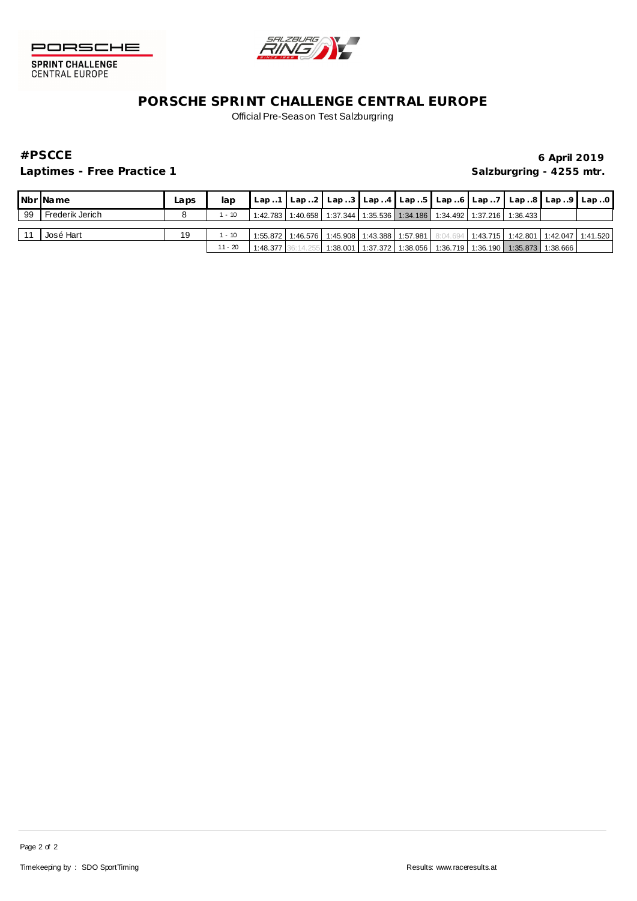# PORSCHE SPRINT CHALLENGE CENTRAL EUROPE

Official Pre-Season Test Salzburgring

**#PSCCE**

**Laptimes - Free Practice 1**

**6 April 2019**

**Salzburgring - 4255 mtr.**

| Nbr | Name | Laps | lap | Lap ..1 | Lap ..2 | Lap ..3 | Lap ..4 | Lap ..5 | Lap ..6 | Lap ..7 | Lap ..8 | Lap ..9 | Lap ..0 |
|---|---|---|---|---|---|---|---|---|---|---|---|---|---|
| 99 | Frederik Jerich | 8 | 1 - 10 | 1:42.783 | 1:40.658 | 1:37.344 | 1:35.536 | 1:34.186 | 1:34.492 | 1:37.216 | 1:36.433 | | |
| 11 | José Hart | 19 | 1 - 10 | 1:55.872 | 1:46.576 | 1:45.908 | 1:43.388 | 1:57.981 | 8:04.694 | 1:43.715 | 1:42.801 | 1:42.047 | 1:41.520 |
| | | | 11 - 20 | 1:48.377 | 36:14.255 | 1:38.001 | 1:37.372 | 1:38.056 | 1:36.719 | 1:36.190 | 1:35.873 | 1:38.666 | |

Timekeeping by : SDO SportTiming

Results: www.raceresults.at